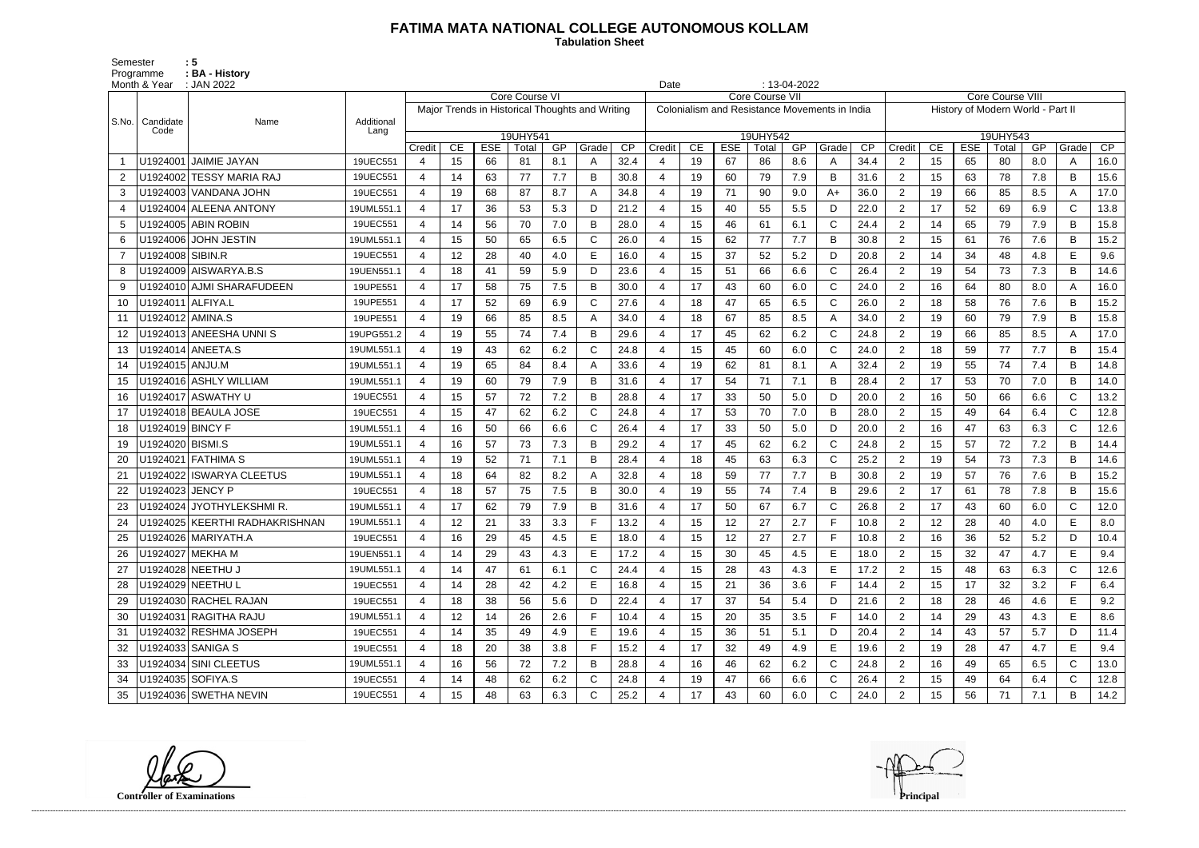# FATIMA MATA NATIONAL COLLEGE AUTONOMOUS KOLLAM

**Tabulation Sheet**

Semester : 5
Programme : BA - History
Month & Year : JAN 2022
Date : 13-04-2022

| S.No. | Candidate Code | Name | Additional Lang | Core Course VI | | | | | | | Core Course VII | | | | | | | Core Course VIII | | | | | | |
|---|---|---|---|---|---|---|---|---|---|---|---|---|---|---|---|---|---|---|---|---|---|---|---|---|
| | | | | Major Trends in Historical Thoughts and Writing | | | | | | | Colonialism and Resistance Movements in India | | | | | | | History of Modern World - Part II | | | | | | |
| | | | | 19UHY541 | | | | | | | 19UHY542 | | | | | | | 19UHY543 | | | | | | |
| | | | | Credit | CE | ESE | Total | GP | Grade | CP | Credit | CE | ESE | Total | GP | Grade | CP | Credit | CE | ESE | Total | GP | Grade | CP |
| 1 | U1924001 | JAIMIE JAYAN | 19UEC551 | 4 | 15 | 66 | 81 | 8.1 | A | 32.4 | 4 | 19 | 67 | 86 | 8.6 | A | 34.4 | 2 | 15 | 65 | 80 | 8.0 | A | 16.0 |
| 2 | U1924002 | TESSY MARIA RAJ | 19UEC551 | 4 | 14 | 63 | 77 | 7.7 | B | 30.8 | 4 | 19 | 60 | 79 | 7.9 | B | 31.6 | 2 | 15 | 63 | 78 | 7.8 | B | 15.6 |
| 3 | U1924003 | VANDANA JOHN | 19UEC551 | 4 | 19 | 68 | 87 | 8.7 | A | 34.8 | 4 | 19 | 71 | 90 | 9.0 | A+ | 36.0 | 2 | 19 | 66 | 85 | 8.5 | A | 17.0 |
| 4 | U1924004 | ALEENA ANTONY | 19UML551.1 | 4 | 17 | 36 | 53 | 5.3 | D | 21.2 | 4 | 15 | 40 | 55 | 5.5 | D | 22.0 | 2 | 17 | 52 | 69 | 6.9 | C | 13.8 |
| 5 | U1924005 | ABIN ROBIN | 19UEC551 | 4 | 14 | 56 | 70 | 7.0 | B | 28.0 | 4 | 15 | 46 | 61 | 6.1 | C | 24.4 | 2 | 14 | 65 | 79 | 7.9 | B | 15.8 |
| 6 | U1924006 | JOHN JESTIN | 19UML551.1 | 4 | 15 | 50 | 65 | 6.5 | C | 26.0 | 4 | 15 | 62 | 77 | 7.7 | B | 30.8 | 2 | 15 | 61 | 76 | 7.6 | B | 15.2 |
| 7 | U1924008 | SIBIN.R | 19UEC551 | 4 | 12 | 28 | 40 | 4.0 | E | 16.0 | 4 | 15 | 37 | 52 | 5.2 | D | 20.8 | 2 | 14 | 34 | 48 | 4.8 | E | 9.6 |
| 8 | U1924009 | AISWARYA.B.S | 19UEN551.1 | 4 | 18 | 41 | 59 | 5.9 | D | 23.6 | 4 | 15 | 51 | 66 | 6.6 | C | 26.4 | 2 | 19 | 54 | 73 | 7.3 | B | 14.6 |
| 9 | U1924010 | AJMI SHARAFUDEEN | 19UPE551 | 4 | 17 | 58 | 75 | 7.5 | B | 30.0 | 4 | 17 | 43 | 60 | 6.0 | C | 24.0 | 2 | 16 | 64 | 80 | 8.0 | A | 16.0 |
| 10 | U1924011 | ALFIYA.L | 19UPE551 | 4 | 17 | 52 | 69 | 6.9 | C | 27.6 | 4 | 18 | 47 | 65 | 6.5 | C | 26.0 | 2 | 18 | 58 | 76 | 7.6 | B | 15.2 |
| 11 | U1924012 | AMINA.S | 19UPE551 | 4 | 19 | 66 | 85 | 8.5 | A | 34.0 | 4 | 18 | 67 | 85 | 8.5 | A | 34.0 | 2 | 19 | 60 | 79 | 7.9 | B | 15.8 |
| 12 | U1924013 | ANEESHA UNNI S | 19UPG551.2 | 4 | 19 | 55 | 74 | 7.4 | B | 29.6 | 4 | 17 | 45 | 62 | 6.2 | C | 24.8 | 2 | 19 | 66 | 85 | 8.5 | A | 17.0 |
| 13 | U1924014 | ANEETA.S | 19UML551.1 | 4 | 19 | 43 | 62 | 6.2 | C | 24.8 | 4 | 15 | 45 | 60 | 6.0 | C | 24.0 | 2 | 18 | 59 | 77 | 7.7 | B | 15.4 |
| 14 | U1924015 | ANJU.M | 19UML551.1 | 4 | 19 | 65 | 84 | 8.4 | A | 33.6 | 4 | 19 | 62 | 81 | 8.1 | A | 32.4 | 2 | 19 | 55 | 74 | 7.4 | B | 14.8 |
| 15 | U1924016 | ASHLY WILLIAM | 19UML551.1 | 4 | 19 | 60 | 79 | 7.9 | B | 31.6 | 4 | 17 | 54 | 71 | 7.1 | B | 28.4 | 2 | 17 | 53 | 70 | 7.0 | B | 14.0 |
| 16 | U1924017 | ASWATHY U | 19UEC551 | 4 | 15 | 57 | 72 | 7.2 | B | 28.8 | 4 | 17 | 33 | 50 | 5.0 | D | 20.0 | 2 | 16 | 50 | 66 | 6.6 | C | 13.2 |
| 17 | U1924018 | BEAULA JOSE | 19UEC551 | 4 | 15 | 47 | 62 | 6.2 | C | 24.8 | 4 | 17 | 53 | 70 | 7.0 | B | 28.0 | 2 | 15 | 49 | 64 | 6.4 | C | 12.8 |
| 18 | U1924019 | BINCY F | 19UML551.1 | 4 | 16 | 50 | 66 | 6.6 | C | 26.4 | 4 | 17 | 33 | 50 | 5.0 | D | 20.0 | 2 | 16 | 47 | 63 | 6.3 | C | 12.6 |
| 19 | U1924020 | BISMI.S | 19UML551.1 | 4 | 16 | 57 | 73 | 7.3 | B | 29.2 | 4 | 17 | 45 | 62 | 6.2 | C | 24.8 | 2 | 15 | 57 | 72 | 7.2 | B | 14.4 |
| 20 | U1924021 | FATHIMA S | 19UML551.1 | 4 | 19 | 52 | 71 | 7.1 | B | 28.4 | 4 | 18 | 45 | 63 | 6.3 | C | 25.2 | 2 | 19 | 54 | 73 | 7.3 | B | 14.6 |
| 21 | U1924022 | ISWARYA CLEETUS | 19UML551.1 | 4 | 18 | 64 | 82 | 8.2 | A | 32.8 | 4 | 18 | 59 | 77 | 7.7 | B | 30.8 | 2 | 19 | 57 | 76 | 7.6 | B | 15.2 |
| 22 | U1924023 | JENCY P | 19UEC551 | 4 | 18 | 57 | 75 | 7.5 | B | 30.0 | 4 | 19 | 55 | 74 | 7.4 | B | 29.6 | 2 | 17 | 61 | 78 | 7.8 | B | 15.6 |
| 23 | U1924024 | JYOTHYLEKSHMI R. | 19UML551.1 | 4 | 17 | 62 | 79 | 7.9 | B | 31.6 | 4 | 17 | 50 | 67 | 6.7 | C | 26.8 | 2 | 17 | 43 | 60 | 6.0 | C | 12.0 |
| 24 | U1924025 | KEERTHI RADHAKRISHNAN | 19UML551.1 | 4 | 12 | 21 | 33 | 3.3 | F | 13.2 | 4 | 15 | 12 | 27 | 2.7 | F | 10.8 | 2 | 12 | 28 | 40 | 4.0 | E | 8.0 |
| 25 | U1924026 | MARIYATH.A | 19UEC551 | 4 | 16 | 29 | 45 | 4.5 | E | 18.0 | 4 | 15 | 12 | 27 | 2.7 | F | 10.8 | 2 | 16 | 36 | 52 | 5.2 | D | 10.4 |
| 26 | U1924027 | MEKHA M | 19UEN551.1 | 4 | 14 | 29 | 43 | 4.3 | E | 17.2 | 4 | 15 | 30 | 45 | 4.5 | E | 18.0 | 2 | 15 | 32 | 47 | 4.7 | E | 9.4 |
| 27 | U1924028 | NEETHU J | 19UML551.1 | 4 | 14 | 47 | 61 | 6.1 | C | 24.4 | 4 | 15 | 28 | 43 | 4.3 | E | 17.2 | 2 | 15 | 48 | 63 | 6.3 | C | 12.6 |
| 28 | U1924029 | NEETHU L | 19UEC551 | 4 | 14 | 28 | 42 | 4.2 | E | 16.8 | 4 | 15 | 21 | 36 | 3.6 | F | 14.4 | 2 | 15 | 17 | 32 | 3.2 | F | 6.4 |
| 29 | U1924030 | RACHEL RAJAN | 19UEC551 | 4 | 18 | 38 | 56 | 5.6 | D | 22.4 | 4 | 17 | 37 | 54 | 5.4 | D | 21.6 | 2 | 18 | 28 | 46 | 4.6 | E | 9.2 |
| 30 | U1924031 | RAGITHA RAJU | 19UML551.1 | 4 | 12 | 14 | 26 | 2.6 | F | 10.4 | 4 | 15 | 20 | 35 | 3.5 | F | 14.0 | 2 | 14 | 29 | 43 | 4.3 | E | 8.6 |
| 31 | U1924032 | RESHMA JOSEPH | 19UEC551 | 4 | 14 | 35 | 49 | 4.9 | E | 19.6 | 4 | 15 | 36 | 51 | 5.1 | D | 20.4 | 2 | 14 | 43 | 57 | 5.7 | D | 11.4 |
| 32 | U1924033 | SANIGA S | 19UEC551 | 4 | 18 | 20 | 38 | 3.8 | F | 15.2 | 4 | 17 | 32 | 49 | 4.9 | E | 19.6 | 2 | 19 | 28 | 47 | 4.7 | E | 9.4 |
| 33 | U1924034 | SINI CLEETUS | 19UML551.1 | 4 | 16 | 56 | 72 | 7.2 | B | 28.8 | 4 | 16 | 46 | 62 | 6.2 | C | 24.8 | 2 | 16 | 49 | 65 | 6.5 | C | 13.0 |
| 34 | U1924035 | SOFIYA.S | 19UEC551 | 4 | 14 | 48 | 62 | 6.2 | C | 24.8 | 4 | 19 | 47 | 66 | 6.6 | C | 26.4 | 2 | 15 | 49 | 64 | 6.4 | C | 12.8 |
| 35 | U1924036 | SWETHA NEVIN | 19UEC551 | 4 | 15 | 48 | 63 | 6.3 | C | 25.2 | 4 | 17 | 43 | 60 | 6.0 | C | 24.0 | 2 | 15 | 56 | 71 | 7.1 | B | 14.2 |

Controller of Examinations

Principal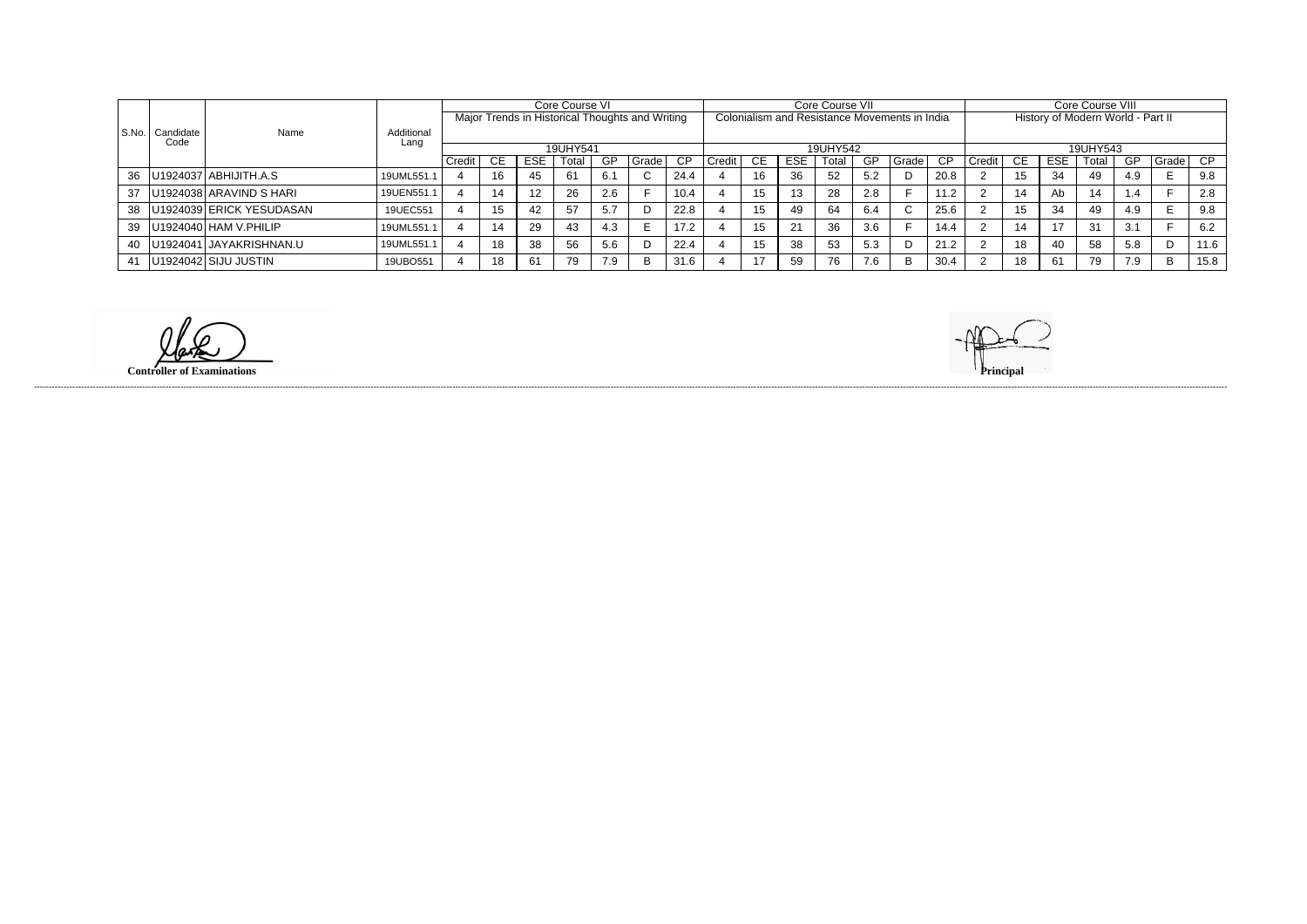| S.No. | Candidate Code | Name | Additional Lang | Core Course VI | | | | | | | Core Course VII | | | | | | | Core Course VIII | | | | | | |
|---|---|---|---|---|---|---|---|---|---|---|---|---|---|---|---|---|---|---|---|---|---|---|---|---|
| | | | | Major Trends in Historical Thoughts and Writing | | | | | | | Colonialism and Resistance Movements in India | | | | | | | History of Modern World - Part II | | | | | | |
| | | | | 19UHY541 | | | | | | | 19UHY542 | | | | | | | 19UHY543 | | | | | | |
| | | | | Credit | CE | ESE | Total | GP | Grade | CP | Credit | CE | ESE | Total | GP | Grade | CP | Credit | CE | ESE | Total | GP | Grade | CP |
| 36 | U1924037 | ABHIJITH.A.S | 19UML551.1 | 4 | 16 | 45 | 61 | 6.1 | C | 24.4 | 4 | 16 | 36 | 52 | 5.2 | D | 20.8 | 2 | 15 | 34 | 49 | 4.9 | E | 9.8 |
| 37 | U1924038 | ARAVIND S HARI | 19UEN551.1 | 4 | 14 | 12 | 26 | 2.6 | F | 10.4 | 4 | 15 | 13 | 28 | 2.8 | F | 11.2 | 2 | 14 | Ab | 14 | 1.4 | F | 2.8 |
| 38 | U1924039 | ERICK YESUDASAN | 19UEC551 | 4 | 15 | 42 | 57 | 5.7 | D | 22.8 | 4 | 15 | 49 | 64 | 6.4 | C | 25.6 | 2 | 15 | 34 | 49 | 4.9 | E | 9.8 |
| 39 | U1924040 | HAM V.PHILIP | 19UML551.1 | 4 | 14 | 29 | 43 | 4.3 | E | 17.2 | 4 | 15 | 21 | 36 | 3.6 | F | 14.4 | 2 | 14 | 17 | 31 | 3.1 | F | 6.2 |
| 40 | U1924041 | JAYAKRISHNAN.U | 19UML551.1 | 4 | 18 | 38 | 56 | 5.6 | D | 22.4 | 4 | 15 | 38 | 53 | 5.3 | D | 21.2 | 2 | 18 | 40 | 58 | 5.8 | D | 11.6 |
| 41 | U1924042 | SIJU JUSTIN | 19UBO551 | 4 | 18 | 61 | 79 | 7.9 | B | 31.6 | 4 | 17 | 59 | 76 | 7.6 | B | 30.4 | 2 | 18 | 61 | 79 | 7.9 | B | 15.8 |

**Controller of Examinations**

**Principal**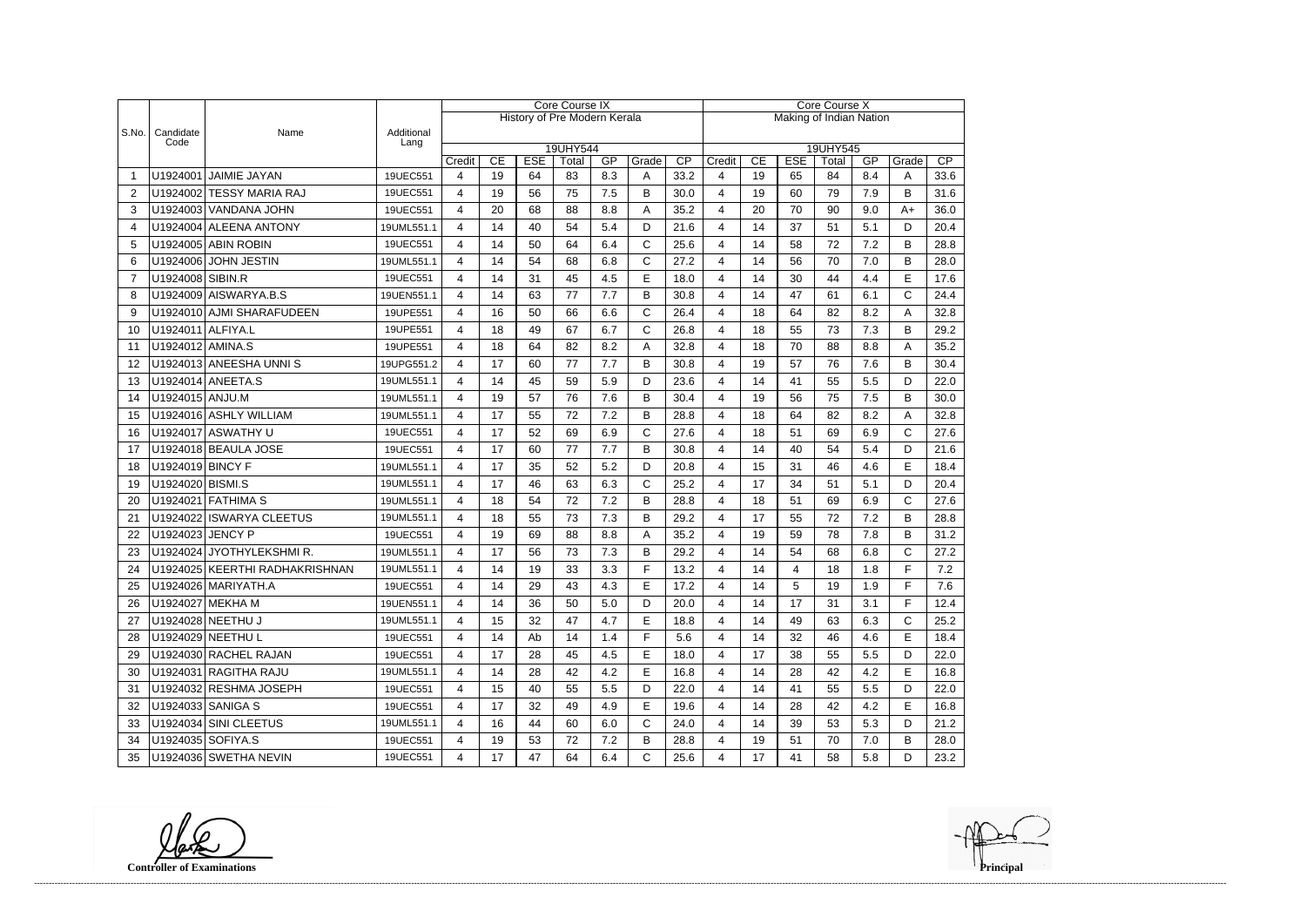| S.No. | Candidate Code | Name | Additional Lang | Core Course IX | | | | | | | Core Course X | | | | | | |
|---|---|---|---|---|---|---|---|---|---|---|---|---|---|---|---|---|---|
| | | | | History of Pre Modern Kerala | | | | | | | Making of Indian Nation | | | | | | |
| | | | | 19UHY544 | | | | | | | 19UHY545 | | | | | | |
| | | | | Credit | CE | ESE | Total | GP | Grade | CP | Credit | CE | ESE | Total | GP | Grade | CP |
| 1 | U1924001 | JAIMIE JAYAN | 19UEC551 | 4 | 19 | 64 | 83 | 8.3 | A | 33.2 | 4 | 19 | 65 | 84 | 8.4 | A | 33.6 |
| 2 | U1924002 | TESSY MARIA RAJ | 19UEC551 | 4 | 19 | 56 | 75 | 7.5 | B | 30.0 | 4 | 19 | 60 | 79 | 7.9 | B | 31.6 |
| 3 | U1924003 | VANDANA JOHN | 19UEC551 | 4 | 20 | 68 | 88 | 8.8 | A | 35.2 | 4 | 20 | 70 | 90 | 9.0 | A+ | 36.0 |
| 4 | U1924004 | ALEENA ANTONY | 19UML551.1 | 4 | 14 | 40 | 54 | 5.4 | D | 21.6 | 4 | 14 | 37 | 51 | 5.1 | D | 20.4 |
| 5 | U1924005 | ABIN ROBIN | 19UEC551 | 4 | 14 | 50 | 64 | 6.4 | C | 25.6 | 4 | 14 | 58 | 72 | 7.2 | B | 28.8 |
| 6 | U1924006 | JOHN JESTIN | 19UML551.1 | 4 | 14 | 54 | 68 | 6.8 | C | 27.2 | 4 | 14 | 56 | 70 | 7.0 | B | 28.0 |
| 7 | U1924008 | SIBIN.R | 19UEC551 | 4 | 14 | 31 | 45 | 4.5 | E | 18.0 | 4 | 14 | 30 | 44 | 4.4 | E | 17.6 |
| 8 | U1924009 | AISWARYA.B.S | 19UEN551.1 | 4 | 14 | 63 | 77 | 7.7 | B | 30.8 | 4 | 14 | 47 | 61 | 6.1 | C | 24.4 |
| 9 | U1924010 | AJMI SHARAFUDEEN | 19UPE551 | 4 | 16 | 50 | 66 | 6.6 | C | 26.4 | 4 | 18 | 64 | 82 | 8.2 | A | 32.8 |
| 10 | U1924011 | ALFIYA.L | 19UPE551 | 4 | 18 | 49 | 67 | 6.7 | C | 26.8 | 4 | 18 | 55 | 73 | 7.3 | B | 29.2 |
| 11 | U1924012 | AMINA.S | 19UPE551 | 4 | 18 | 64 | 82 | 8.2 | A | 32.8 | 4 | 18 | 70 | 88 | 8.8 | A | 35.2 |
| 12 | U1924013 | ANEESHA UNNI S | 19UPG551.2 | 4 | 17 | 60 | 77 | 7.7 | B | 30.8 | 4 | 19 | 57 | 76 | 7.6 | B | 30.4 |
| 13 | U1924014 | ANEETA.S | 19UML551.1 | 4 | 14 | 45 | 59 | 5.9 | D | 23.6 | 4 | 14 | 41 | 55 | 5.5 | D | 22.0 |
| 14 | U1924015 | ANJU.M | 19UML551.1 | 4 | 19 | 57 | 76 | 7.6 | B | 30.4 | 4 | 19 | 56 | 75 | 7.5 | B | 30.0 |
| 15 | U1924016 | ASHLY WILLIAM | 19UML551.1 | 4 | 17 | 55 | 72 | 7.2 | B | 28.8 | 4 | 18 | 64 | 82 | 8.2 | A | 32.8 |
| 16 | U1924017 | ASWATHY U | 19UEC551 | 4 | 17 | 52 | 69 | 6.9 | C | 27.6 | 4 | 18 | 51 | 69 | 6.9 | C | 27.6 |
| 17 | U1924018 | BEAULA JOSE | 19UEC551 | 4 | 17 | 60 | 77 | 7.7 | B | 30.8 | 4 | 14 | 40 | 54 | 5.4 | D | 21.6 |
| 18 | U1924019 | BINCY F | 19UML551.1 | 4 | 17 | 35 | 52 | 5.2 | D | 20.8 | 4 | 15 | 31 | 46 | 4.6 | E | 18.4 |
| 19 | U1924020 | BISMI.S | 19UML551.1 | 4 | 17 | 46 | 63 | 6.3 | C | 25.2 | 4 | 17 | 34 | 51 | 5.1 | D | 20.4 |
| 20 | U1924021 | FATHIMA S | 19UML551.1 | 4 | 18 | 54 | 72 | 7.2 | B | 28.8 | 4 | 18 | 51 | 69 | 6.9 | C | 27.6 |
| 21 | U1924022 | ISWARYA CLEETUS | 19UML551.1 | 4 | 18 | 55 | 73 | 7.3 | B | 29.2 | 4 | 17 | 55 | 72 | 7.2 | B | 28.8 |
| 22 | U1924023 | JENCY P | 19UEC551 | 4 | 19 | 69 | 88 | 8.8 | A | 35.2 | 4 | 19 | 59 | 78 | 7.8 | B | 31.2 |
| 23 | U1924024 | JYOTHYLEKSHMI R. | 19UML551.1 | 4 | 17 | 56 | 73 | 7.3 | B | 29.2 | 4 | 14 | 54 | 68 | 6.8 | C | 27.2 |
| 24 | U1924025 | KEERTHI RADHAKRISHNAN | 19UML551.1 | 4 | 14 | 19 | 33 | 3.3 | F | 13.2 | 4 | 14 | 4 | 18 | 1.8 | F | 7.2 |
| 25 | U1924026 | MARIYATH.A | 19UEC551 | 4 | 14 | 29 | 43 | 4.3 | E | 17.2 | 4 | 14 | 5 | 19 | 1.9 | F | 7.6 |
| 26 | U1924027 | MEKHA M | 19UEN551.1 | 4 | 14 | 36 | 50 | 5.0 | D | 20.0 | 4 | 14 | 17 | 31 | 3.1 | F | 12.4 |
| 27 | U1924028 | NEETHU J | 19UML551.1 | 4 | 15 | 32 | 47 | 4.7 | E | 18.8 | 4 | 14 | 49 | 63 | 6.3 | C | 25.2 |
| 28 | U1924029 | NEETHU L | 19UEC551 | 4 | 14 | Ab | 14 | 1.4 | F | 5.6 | 4 | 14 | 32 | 46 | 4.6 | E | 18.4 |
| 29 | U1924030 | RACHEL RAJAN | 19UEC551 | 4 | 17 | 28 | 45 | 4.5 | E | 18.0 | 4 | 17 | 38 | 55 | 5.5 | D | 22.0 |
| 30 | U1924031 | RAGITHA RAJU | 19UML551.1 | 4 | 14 | 28 | 42 | 4.2 | E | 16.8 | 4 | 14 | 28 | 42 | 4.2 | E | 16.8 |
| 31 | U1924032 | RESHMA JOSEPH | 19UEC551 | 4 | 15 | 40 | 55 | 5.5 | D | 22.0 | 4 | 14 | 41 | 55 | 5.5 | D | 22.0 |
| 32 | U1924033 | SANIGA S | 19UEC551 | 4 | 17 | 32 | 49 | 4.9 | E | 19.6 | 4 | 14 | 28 | 42 | 4.2 | E | 16.8 |
| 33 | U1924034 | SINI CLEETUS | 19UML551.1 | 4 | 16 | 44 | 60 | 6.0 | C | 24.0 | 4 | 14 | 39 | 53 | 5.3 | D | 21.2 |
| 34 | U1924035 | SOFIYA.S | 19UEC551 | 4 | 19 | 53 | 72 | 7.2 | B | 28.8 | 4 | 19 | 51 | 70 | 7.0 | B | 28.0 |
| 35 | U1924036 | SWETHA NEVIN | 19UEC551 | 4 | 17 | 47 | 64 | 6.4 | C | 25.6 | 4 | 17 | 41 | 58 | 5.8 | D | 23.2 |

**Controller of Examinations** **Principal**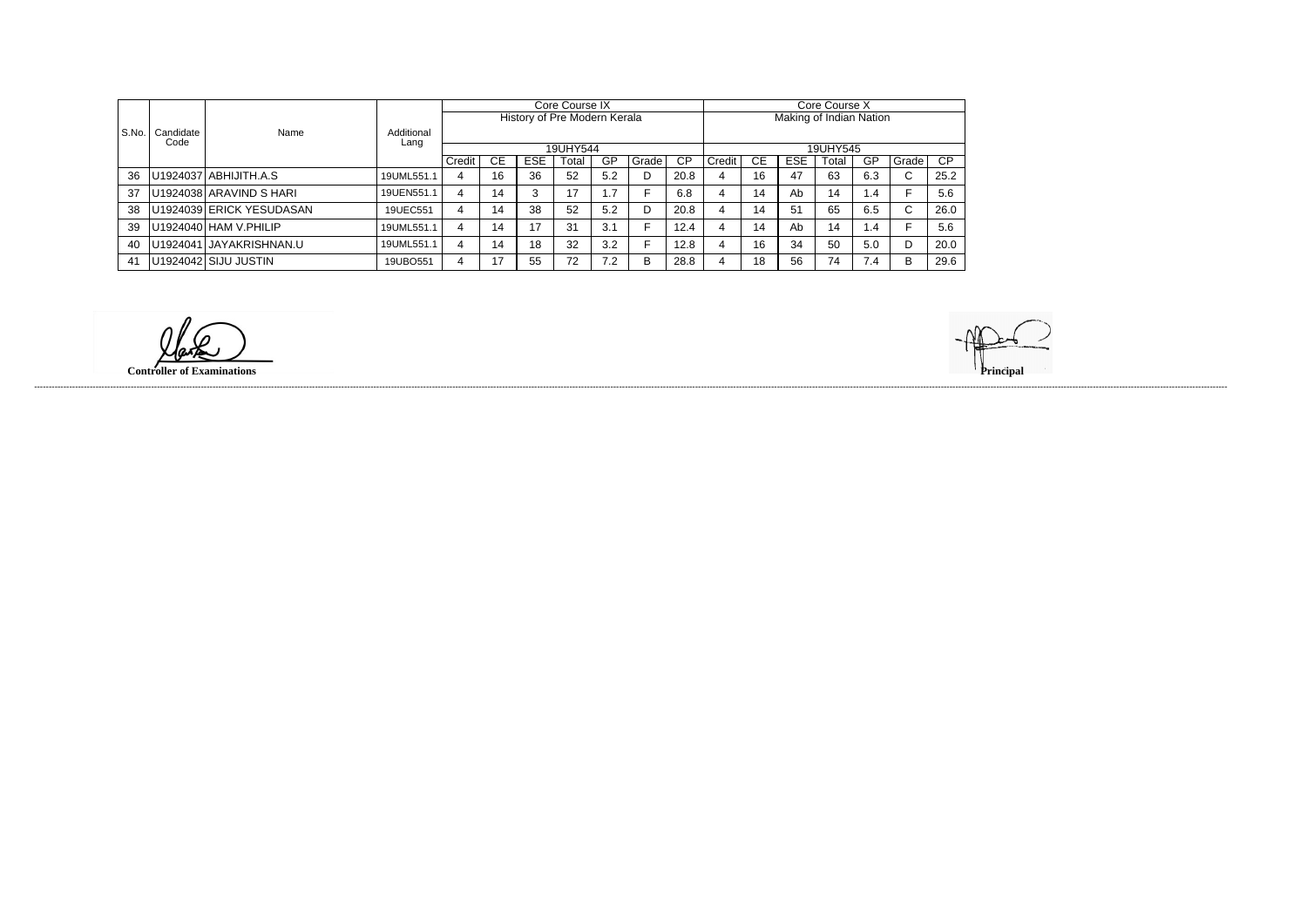| S.No. | Candidate Code | Name | Additional Lang | Core Course IX | | | | | | | Core Course X | | | | | | |
|---|---|---|---|---|---|---|---|---|---|---|---|---|---|---|---|---|---|
| | | | | History of Pre Modern Kerala | | | | | | | Making of Indian Nation | | | | | | |
| | | | | 19UHY544 | | | | | | | 19UHY545 | | | | | | |
| | | | | Credit | CE | ESE | Total | GP | Grade | CP | Credit | CE | ESE | Total | GP | Grade | CP |
| 36 | U1924037 | ABHIJITH.A.S | 19UML551.1 | 4 | 16 | 36 | 52 | 5.2 | D | 20.8 | 4 | 16 | 47 | 63 | 6.3 | C | 25.2 |
| 37 | U1924038 | ARAVIND S HARI | 19UEN551.1 | 4 | 14 | 3 | 17 | 1.7 | F | 6.8 | 4 | 14 | Ab | 14 | 1.4 | F | 5.6 |
| 38 | U1924039 | ERICK YESUDASAN | 19UEC551 | 4 | 14 | 38 | 52 | 5.2 | D | 20.8 | 4 | 14 | 51 | 65 | 6.5 | C | 26.0 |
| 39 | U1924040 | HAM V.PHILIP | 19UML551.1 | 4 | 14 | 17 | 31 | 3.1 | F | 12.4 | 4 | 14 | Ab | 14 | 1.4 | F | 5.6 |
| 40 | U1924041 | JAYAKRISHNAN.U | 19UML551.1 | 4 | 14 | 18 | 32 | 3.2 | F | 12.8 | 4 | 16 | 34 | 50 | 5.0 | D | 20.0 |
| 41 | U1924042 | SIJU JUSTIN | 19UBO551 | 4 | 17 | 55 | 72 | 7.2 | B | 28.8 | 4 | 18 | 56 | 74 | 7.4 | B | 29.6 |

**Controller of Examinations**

**Principal**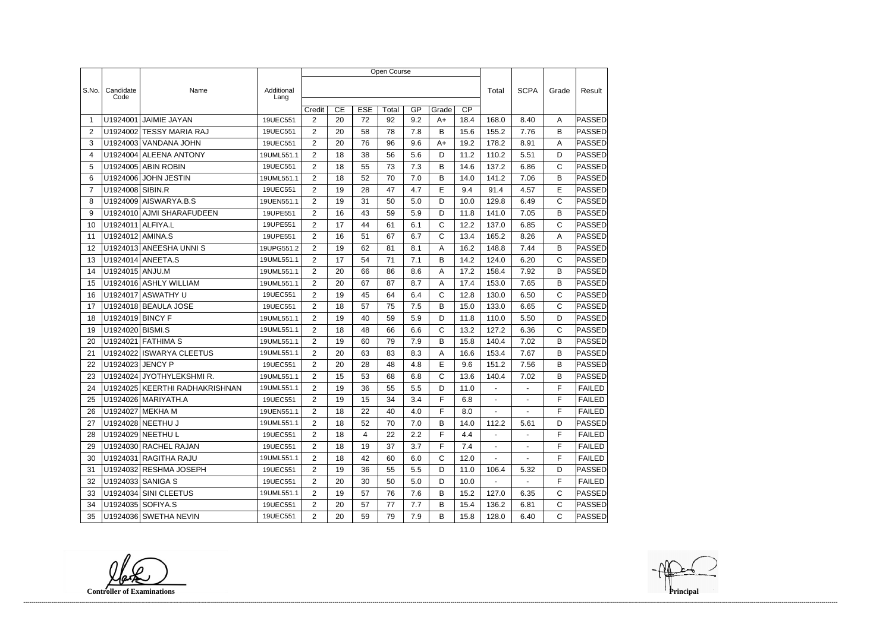| S.No. | Candidate Code | Name | Additional Lang | Open Course | | | | | | | Total | SCPA | Grade | Result |
|---|---|---|---|---|---|---|---|---|---|---|---|---|---|---|
| | | | | Credit | CE | ESE | Total | GP | Grade | CP | | | | |
| 1 | U1924001 | JAIMIE JAYAN | 19UEC551 | 2 | 20 | 72 | 92 | 9.2 | A+ | 18.4 | 168.0 | 8.40 | A | PASSED |
| 2 | U1924002 | TESSY MARIA RAJ | 19UEC551 | 2 | 20 | 58 | 78 | 7.8 | B | 15.6 | 155.2 | 7.76 | B | PASSED |
| 3 | U1924003 | VANDANA JOHN | 19UEC551 | 2 | 20 | 76 | 96 | 9.6 | A+ | 19.2 | 178.2 | 8.91 | A | PASSED |
| 4 | U1924004 | ALEENA ANTONY | 19UML551.1 | 2 | 18 | 38 | 56 | 5.6 | D | 11.2 | 110.2 | 5.51 | D | PASSED |
| 5 | U1924005 | ABIN ROBIN | 19UEC551 | 2 | 18 | 55 | 73 | 7.3 | B | 14.6 | 137.2 | 6.86 | C | PASSED |
| 6 | U1924006 | JOHN JESTIN | 19UML551.1 | 2 | 18 | 52 | 70 | 7.0 | B | 14.0 | 141.2 | 7.06 | B | PASSED |
| 7 | U1924008 | SIBIN.R | 19UEC551 | 2 | 19 | 28 | 47 | 4.7 | E | 9.4 | 91.4 | 4.57 | E | PASSED |
| 8 | U1924009 | AISWARYA.B.S | 19UEN551.1 | 2 | 19 | 31 | 50 | 5.0 | D | 10.0 | 129.8 | 6.49 | C | PASSED |
| 9 | U1924010 | AJMI SHARAFUDEEN | 19UPE551 | 2 | 16 | 43 | 59 | 5.9 | D | 11.8 | 141.0 | 7.05 | B | PASSED |
| 10 | U1924011 | ALFIYA.L | 19UPE551 | 2 | 17 | 44 | 61 | 6.1 | C | 12.2 | 137.0 | 6.85 | C | PASSED |
| 11 | U1924012 | AMINA.S | 19UPE551 | 2 | 16 | 51 | 67 | 6.7 | C | 13.4 | 165.2 | 8.26 | A | PASSED |
| 12 | U1924013 | ANEESHA UNNI S | 19UPG551.2 | 2 | 19 | 62 | 81 | 8.1 | A | 16.2 | 148.8 | 7.44 | B | PASSED |
| 13 | U1924014 | ANEETA.S | 19UML551.1 | 2 | 17 | 54 | 71 | 7.1 | B | 14.2 | 124.0 | 6.20 | C | PASSED |
| 14 | U1924015 | ANJU.M | 19UML551.1 | 2 | 20 | 66 | 86 | 8.6 | A | 17.2 | 158.4 | 7.92 | B | PASSED |
| 15 | U1924016 | ASHLY WILLIAM | 19UML551.1 | 2 | 20 | 67 | 87 | 8.7 | A | 17.4 | 153.0 | 7.65 | B | PASSED |
| 16 | U1924017 | ASWATHY U | 19UEC551 | 2 | 19 | 45 | 64 | 6.4 | C | 12.8 | 130.0 | 6.50 | C | PASSED |
| 17 | U1924018 | BEAULA JOSE | 19UEC551 | 2 | 18 | 57 | 75 | 7.5 | B | 15.0 | 133.0 | 6.65 | C | PASSED |
| 18 | U1924019 | BINCY F | 19UML551.1 | 2 | 19 | 40 | 59 | 5.9 | D | 11.8 | 110.0 | 5.50 | D | PASSED |
| 19 | U1924020 | BISMI.S | 19UML551.1 | 2 | 18 | 48 | 66 | 6.6 | C | 13.2 | 127.2 | 6.36 | C | PASSED |
| 20 | U1924021 | FATHIMA S | 19UML551.1 | 2 | 19 | 60 | 79 | 7.9 | B | 15.8 | 140.4 | 7.02 | B | PASSED |
| 21 | U1924022 | ISWARYA CLEETUS | 19UML551.1 | 2 | 20 | 63 | 83 | 8.3 | A | 16.6 | 153.4 | 7.67 | B | PASSED |
| 22 | U1924023 | JENCY P | 19UEC551 | 2 | 20 | 28 | 48 | 4.8 | E | 9.6 | 151.2 | 7.56 | B | PASSED |
| 23 | U1924024 | JYOTHYLEKSHMI R. | 19UML551.1 | 2 | 15 | 53 | 68 | 6.8 | C | 13.6 | 140.4 | 7.02 | B | PASSED |
| 24 | U1924025 | KEERTHI RADHAKRISHNAN | 19UML551.1 | 2 | 19 | 36 | 55 | 5.5 | D | 11.0 | - | - | F | FAILED |
| 25 | U1924026 | MARIYATH.A | 19UEC551 | 2 | 19 | 15 | 34 | 3.4 | F | 6.8 | - | - | F | FAILED |
| 26 | U1924027 | MEKHA M | 19UEN551.1 | 2 | 18 | 22 | 40 | 4.0 | F | 8.0 | - | - | F | FAILED |
| 27 | U1924028 | NEETHU J | 19UML551.1 | 2 | 18 | 52 | 70 | 7.0 | B | 14.0 | 112.2 | 5.61 | D | PASSED |
| 28 | U1924029 | NEETHU L | 19UEC551 | 2 | 18 | 4 | 22 | 2.2 | F | 4.4 | - | - | F | FAILED |
| 29 | U1924030 | RACHEL RAJAN | 19UEC551 | 2 | 18 | 19 | 37 | 3.7 | F | 7.4 | - | - | F | FAILED |
| 30 | U1924031 | RAGITHA RAJU | 19UML551.1 | 2 | 18 | 42 | 60 | 6.0 | C | 12.0 | - | - | F | FAILED |
| 31 | U1924032 | RESHMA JOSEPH | 19UEC551 | 2 | 19 | 36 | 55 | 5.5 | D | 11.0 | 106.4 | 5.32 | D | PASSED |
| 32 | U1924033 | SANIGA S | 19UEC551 | 2 | 20 | 30 | 50 | 5.0 | D | 10.0 | - | - | F | FAILED |
| 33 | U1924034 | SINI CLEETUS | 19UML551.1 | 2 | 19 | 57 | 76 | 7.6 | B | 15.2 | 127.0 | 6.35 | C | PASSED |
| 34 | U1924035 | SOFIYA.S | 19UEC551 | 2 | 20 | 57 | 77 | 7.7 | B | 15.4 | 136.2 | 6.81 | C | PASSED |
| 35 | U1924036 | SWETHA NEVIN | 19UEC551 | 2 | 20 | 59 | 79 | 7.9 | B | 15.8 | 128.0 | 6.40 | C | PASSED |

**Controller of Examinations**

**Principal**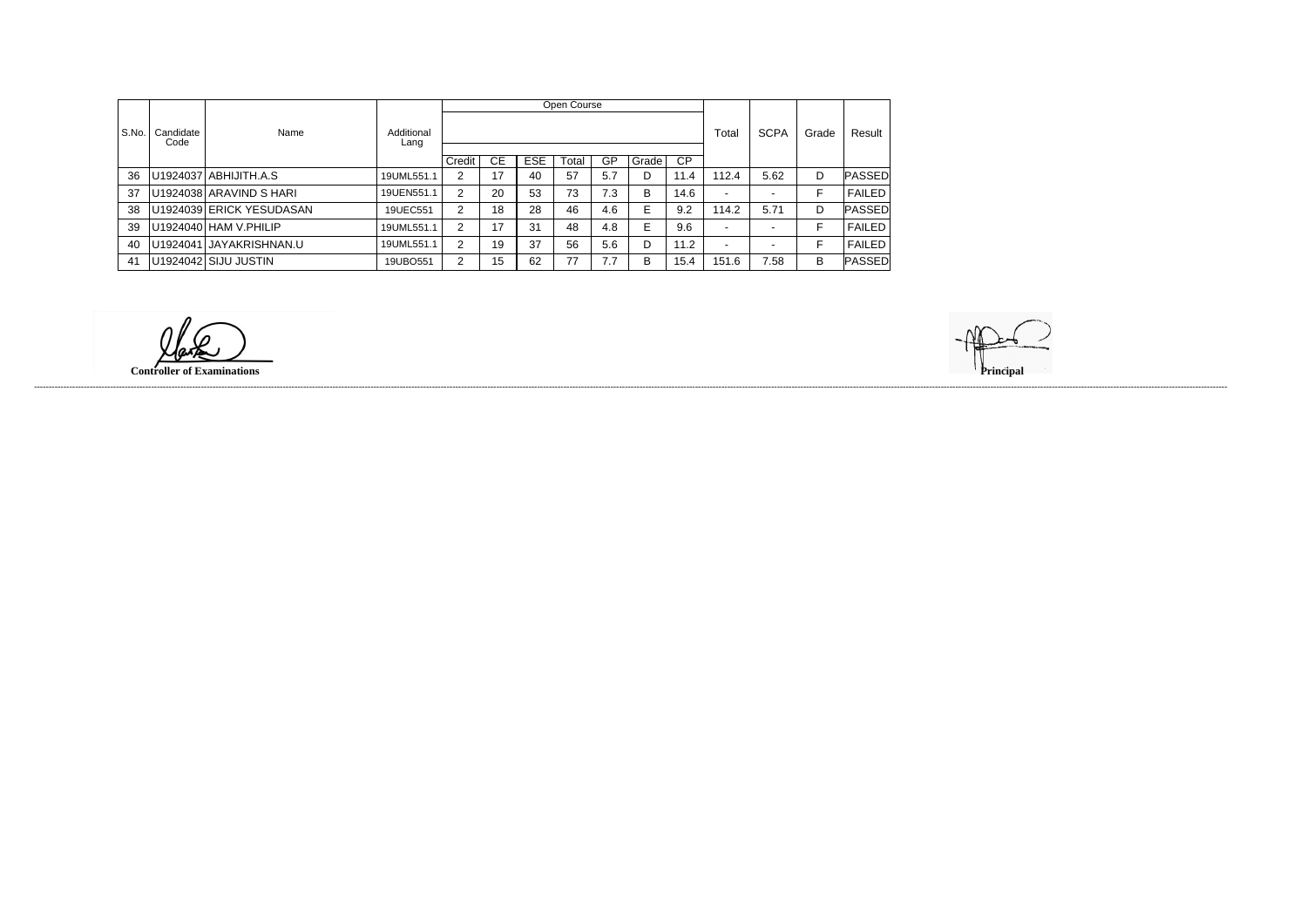| S.No. | Candidate Code | Name | Additional Lang | Open Course | | | | | | | Total | SCPA | Grade | Result |
|---|---|---|---|---|---|---|---|---|---|---|---|---|---|---|
| | | | | Credit | CE | ESE | Total | GP | Grade | CP | | | | |
| 36 | U1924037 | ABHIJITH.A.S | 19UML551.1 | 2 | 17 | 40 | 57 | 5.7 | D | 11.4 | 112.4 | 5.62 | D | PASSED |
| 37 | U1924038 | ARAVIND S HARI | 19UEN551.1 | 2 | 20 | 53 | 73 | 7.3 | B | 14.6 | - | - | F | FAILED |
| 38 | U1924039 | ERICK YESUDASAN | 19UEC551 | 2 | 18 | 28 | 46 | 4.6 | E | 9.2 | 114.2 | 5.71 | D | PASSED |
| 39 | U1924040 | HAM V.PHILIP | 19UML551.1 | 2 | 17 | 31 | 48 | 4.8 | E | 9.6 | - | - | F | FAILED |
| 40 | U1924041 | JAYAKRISHNAN.U | 19UML551.1 | 2 | 19 | 37 | 56 | 5.6 | D | 11.2 | - | - | F | FAILED |
| 41 | U1924042 | SIJU JUSTIN | 19UBO551 | 2 | 15 | 62 | 77 | 7.7 | B | 15.4 | 151.6 | 7.58 | B | PASSED |

**Controller of Examinations**

**Principal**